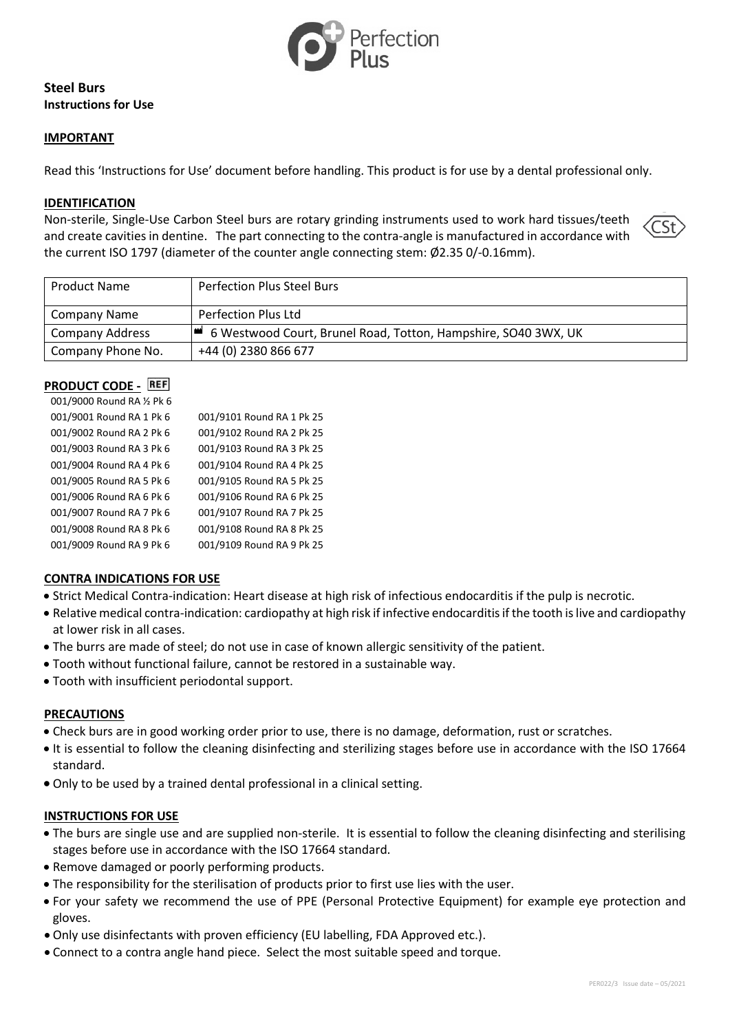Perfection Plus

**Steel Burs**
**Instructions for Use**

## IMPORTANT

Read this 'Instructions for Use' document before handling. This product is for use by a dental professional only.

## IDENTIFICATION

Non-sterile, Single-Use Carbon Steel burs are rotary grinding instruments used to work hard tissues/teeth and create cavities in dentine. The part connecting to the contra-angle is manufactured in accordance with the current ISO 1797 (diameter of the counter angle connecting stem: Ø2.35 0/-0.16mm).

CSt

| Product Name | Perfection Plus Steel Burs |
|---|---|
| Company Name | Perfection Plus Ltd |
| Company Address | 6 Westwood Court, Brunel Road, Totton, Hampshire, SO40 3WX, UK |
| Company Phone No. | +44 (0) 2380 866 677 |

## PRODUCT CODE - REF

001/9000 Round RA ½ Pk 6
001/9001 Round RA 1 Pk 6
001/9002 Round RA 2 Pk 6
001/9003 Round RA 3 Pk 6
001/9004 Round RA 4 Pk 6
001/9005 Round RA 5 Pk 6
001/9006 Round RA 6 Pk 6
001/9007 Round RA 7 Pk 6
001/9008 Round RA 8 Pk 6
001/9009 Round RA 9 Pk 6

001/9101 Round RA 1 Pk 25
001/9102 Round RA 2 Pk 25
001/9103 Round RA 3 Pk 25
001/9104 Round RA 4 Pk 25
001/9105 Round RA 5 Pk 25
001/9106 Round RA 6 Pk 25
001/9107 Round RA 7 Pk 25
001/9108 Round RA 8 Pk 25
001/9109 Round RA 9 Pk 25

## CONTRA INDICATIONS FOR USE

- Strict Medical Contra-indication: Heart disease at high risk of infectious endocarditis if the pulp is necrotic.
- Relative medical contra-indication: cardiopathy at high risk if infective endocarditis if the tooth is live and cardiopathy at lower risk in all cases.
- The burrs are made of steel; do not use in case of known allergic sensitivity of the patient.
- Tooth without functional failure, cannot be restored in a sustainable way.
- Tooth with insufficient periodontal support.

## PRECAUTIONS

- Check burs are in good working order prior to use, there is no damage, deformation, rust or scratches.
- It is essential to follow the cleaning disinfecting and sterilizing stages before use in accordance with the ISO 17664 standard.
- Only to be used by a trained dental professional in a clinical setting.

## INSTRUCTIONS FOR USE

- The burs are single use and are supplied non-sterile. It is essential to follow the cleaning disinfecting and sterilising stages before use in accordance with the ISO 17664 standard.
- Remove damaged or poorly performing products.
- The responsibility for the sterilisation of products prior to first use lies with the user.
- For your safety we recommend the use of PPE (Personal Protective Equipment) for example eye protection and gloves.
- Only use disinfectants with proven efficiency (EU labelling, FDA Approved etc.).
- Connect to a contra angle hand piece. Select the most suitable speed and torque.

PER022/3 Issue date – 05/2021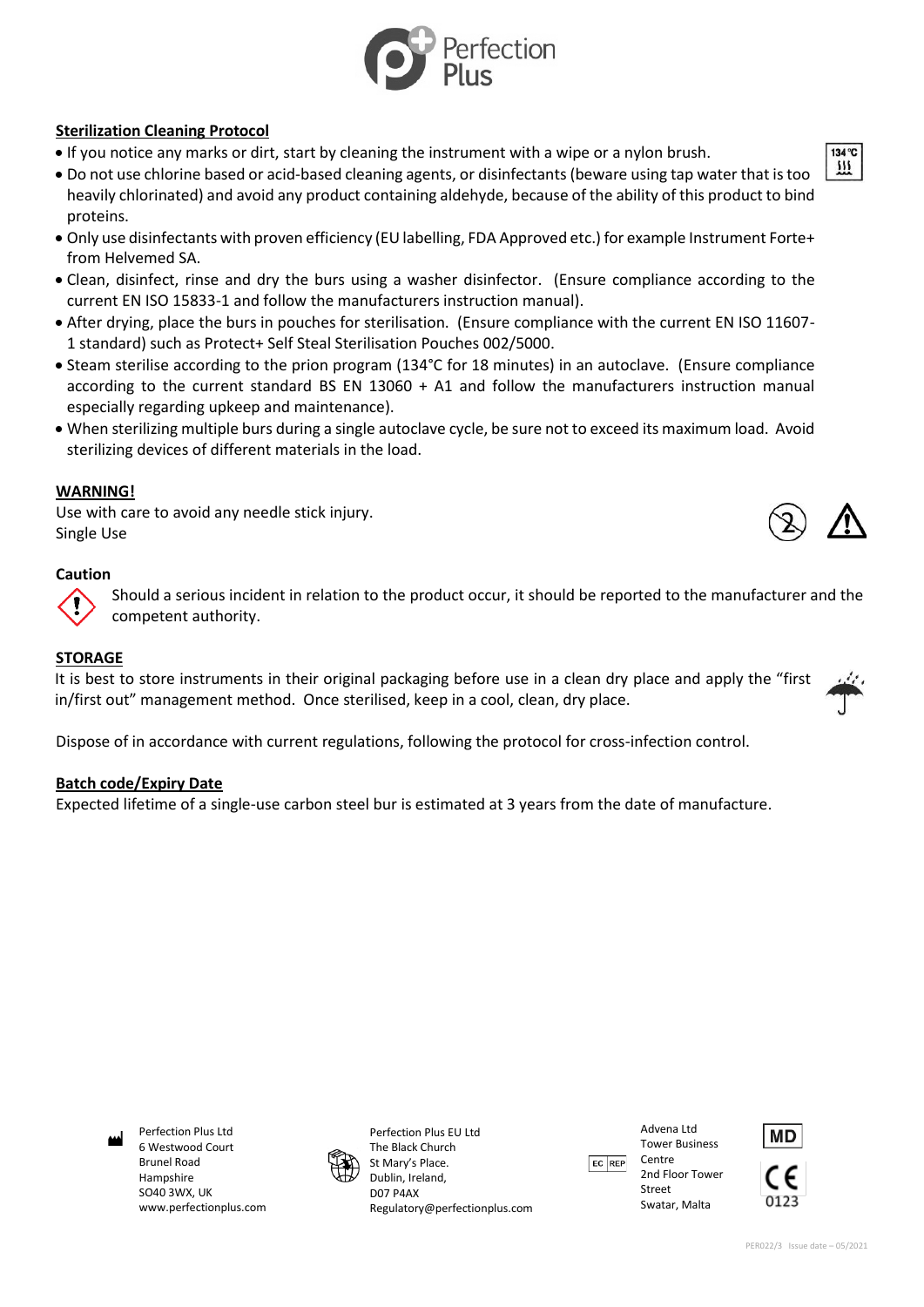## Sterilization Cleaning Protocol

- If you notice any marks or dirt, start by cleaning the instrument with a wipe or a nylon brush.
- Do not use chlorine based or acid-based cleaning agents, or disinfectants (beware using tap water that is too heavily chlorinated) and avoid any product containing aldehyde, because of the ability of this product to bind proteins.
- Only use disinfectants with proven efficiency (EU labelling, FDA Approved etc.) for example Instrument Forte+ from Helvemed SA.
- Clean, disinfect, rinse and dry the burs using a washer disinfector. (Ensure compliance according to the current EN ISO 15833-1 and follow the manufacturers instruction manual).
- After drying, place the burs in pouches for sterilisation. (Ensure compliance with the current EN ISO 11607-1 standard) such as Protect+ Self Steal Sterilisation Pouches 002/5000.
- Steam sterilise according to the prion program (134°C for 18 minutes) in an autoclave. (Ensure compliance according to the current standard BS EN 13060 + A1 and follow the manufacturers instruction manual especially regarding upkeep and maintenance).
- When sterilizing multiple burs during a single autoclave cycle, be sure not to exceed its maximum load. Avoid sterilizing devices of different materials in the load.

134°C

## WARNING!

Use with care to avoid any needle stick injury.
Single Use

### Caution

Should a serious incident in relation to the product occur, it should be reported to the manufacturer and the competent authority.

## STORAGE

It is best to store instruments in their original packaging before use in a clean dry place and apply the "first in/first out" management method. Once sterilised, keep in a cool, clean, dry place.

Dispose of in accordance with current regulations, following the protocol for cross-infection control.

## Batch code/Expiry Date

Expected lifetime of a single-use carbon steel bur is estimated at 3 years from the date of manufacture.

Perfection Plus Ltd
6 Westwood Court
Brunel Road
Hampshire
SO40 3WX, UK
www.perfectionplus.com

Perfection Plus EU Ltd
The Black Church
St Mary's Place.
Dublin, Ireland,
D07 P4AX
Regulatory@perfectionplus.com

EC REP

Advena Ltd
Tower Business Centre
2nd Floor Tower Street
Swatar, Malta

MD

CE 0123

PER022/3 Issue date – 05/2021